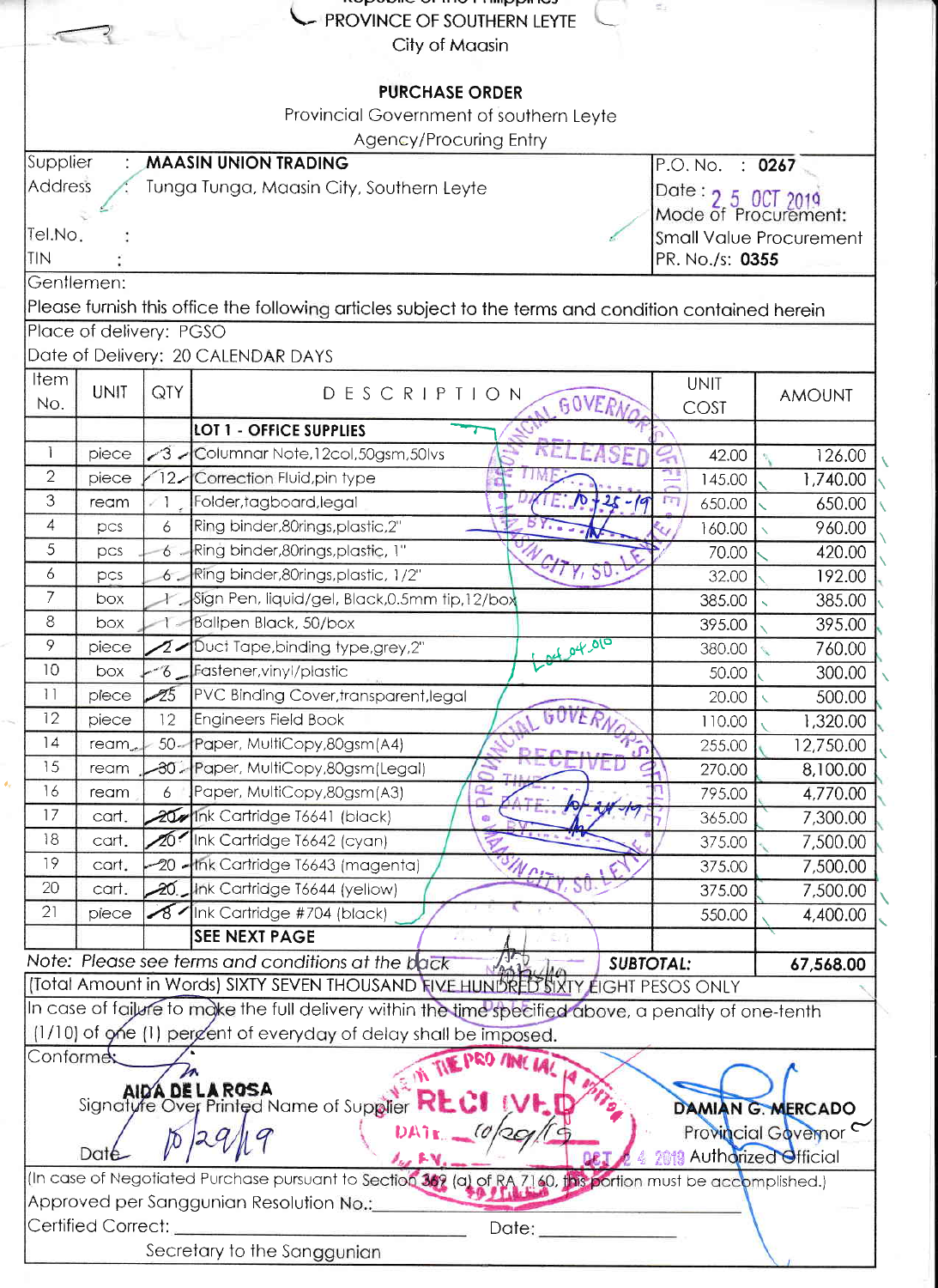Republic of the Philippines
PROVINCE OF SOUTHERN LEYTE
City of Maasin

# PURCHASE ORDER

Provincial Government of southern Leyte
Agency/Procuring Entry

| | |
|---|---|
| Supplier : **MAASIN UNION TRADING** | P.O. No. : **0267** |
| Address : Tunga Tunga, Maasin City, Southern Leyte | Date : 2 5 OCT 2019 |
| | Mode of Procurement: Small Value Procurement |
| Tel.No. : | |
| TIN : | PR. No./s: **0355** |

Gentlemen:

Please furnish this office the following articles subject to the terms and condition contained herein

Place of delivery: PGSO

Date of Delivery: 20 CALENDAR DAYS

| Item No. | UNIT | QTY | DESCRIPTION | UNIT COST | AMOUNT |
|---|---|---|---|---|---|
| | | | **LOT 1 - OFFICE SUPPLIES** | | |
| 1 | piece | 3 | Columnar Note,12col,50gsm,50lvs | 42.00 | 126.00 |
| 2 | piece | 12 | Correction Fluid,pin type | 145.00 | 1,740.00 |
| 3 | ream | 1 | Folder,tagboard,legal | 650.00 | 650.00 |
| 4 | pcs | 6 | Ring binder,80rings,plastic,2" | 160.00 | 960.00 |
| 5 | pcs | 6 | Ring binder,80rings,plastic, 1" | 70.00 | 420.00 |
| 6 | pcs | 6 | Ring binder,80rings,plastic, 1/2" | 32.00 | 192.00 |
| 7 | box | 1 | Sign Pen, liquid/gel, Black,0.5mm tip,12/box | 385.00 | 385.00 |
| 8 | box | 1 | Ballpen Black, 50/box | 395.00 | 395.00 |
| 9 | piece | 2 | Duct Tape,binding type,grey,2" | 380.00 | 760.00 |
| 10 | box | 6 | Fastener,vinyl/plastic | 50.00 | 300.00 |
| 11 | piece | 25 | PVC Binding Cover,transparent,legal | 20.00 | 500.00 |
| 12 | piece | 12 | Engineers Field Book | 110.00 | 1,320.00 |
| 14 | ream | 50 | Paper, MultiCopy,80gsm(A4) | 255.00 | 12,750.00 |
| 15 | ream | 30 | Paper, MultiCopy,80gsm(Legal) | 270.00 | 8,100.00 |
| 16 | ream | 6 | Paper, MultiCopy,80gsm(A3) | 795.00 | 4,770.00 |
| 17 | cart. | 20 | Ink Cartridge T6641 (black) | 365.00 | 7,300.00 |
| 18 | cart. | 20 | Ink Cartridge T6642 (cyan) | 375.00 | 7,500.00 |
| 19 | cart. | 20 | Ink Cartridge T6643 (magenta) | 375.00 | 7,500.00 |
| 20 | cart. | 20 | Ink Cartridge T6644 (yellow) | 375.00 | 7,500.00 |
| 21 | piece | 8 | Ink Cartridge #704 (black) | 550.00 | 4,400.00 |
| | | | **SEE NEXT PAGE** | | |
| | | | *Note: Please see terms and conditions at the back* | **SUBTOTAL:** | **67,568.00** |

(Total Amount in Words) SIXTY SEVEN THOUSAND FIVE HUNDRED SIXTY EIGHT PESOS ONLY

In case of failure to make the full delivery within the time specified above, a penalty of one-tenth (1/10) of one (1) percent of everyday of delay shall be imposed.

Conforme:

**AIDA DE LA ROSA**
Signature Over Printed Name of Supplier

Date 10/29/19

**DAMIAN G. MERCADO**
Provincial Governor
Authorized Official

(In case of Negotiated Purchase pursuant to Section 369 (a) of RA 7160, this portion must be accomplished.)

Approved per Sanggunian Resolution No.: ____________________

Certified Correct: ____________________ Date: ____________

Secretary to the Sanggunian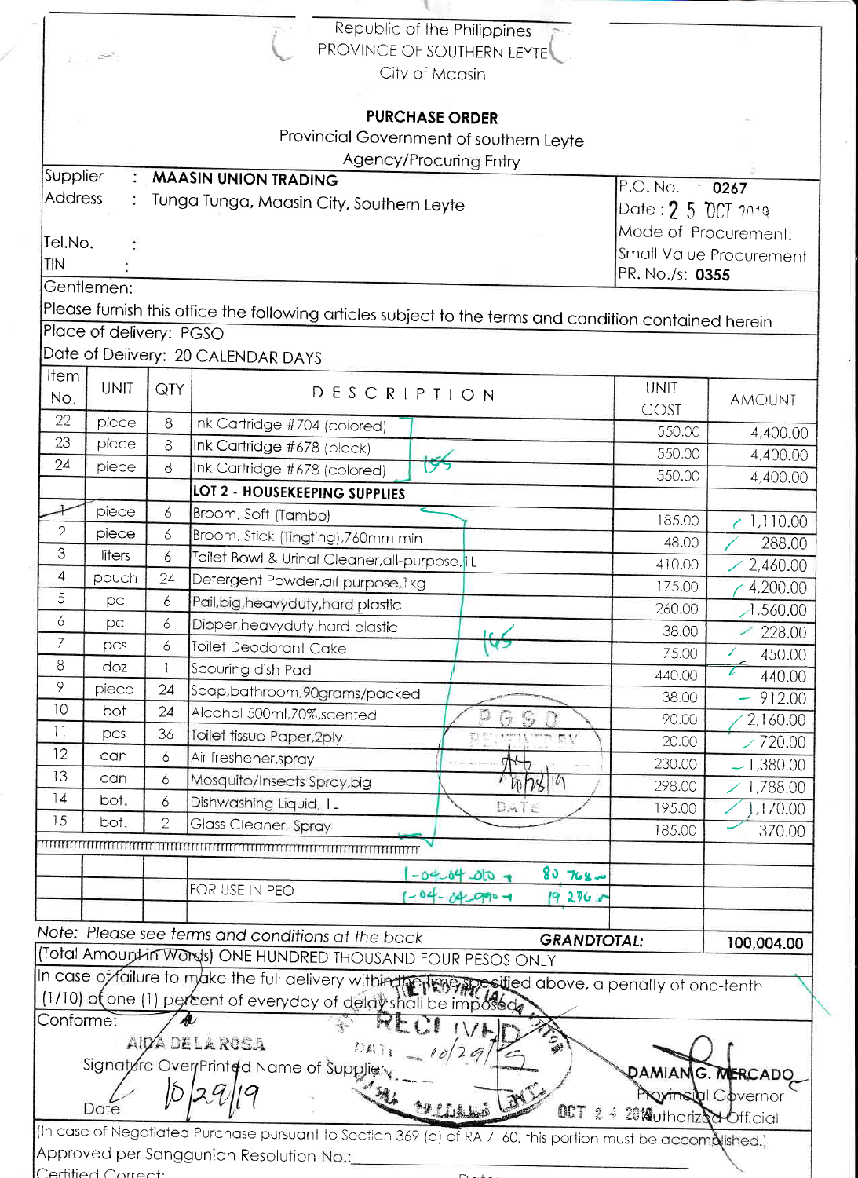Republic of the Philippines
PROVINCE OF SOUTHERN LEYTE
City of Maasin

## PURCHASE ORDER

Provincial Government of southern Leyte
Agency/Procuring Entry

| | |
|---|---|
| Supplier : **MAASIN UNION TRADING** | P.O. No. : **0267** |
| Address : Tunga Tunga, Maasin City, Southern Leyte | Date : 2 5 OCT 2019 |
| Tel.No. : | Mode of Procurement: Small Value Procurement |
| TIN : | PR. No./s: **0355** |

Gentlemen:

Please furnish this office the following articles subject to the terms and condition contained herein

Place of delivery: PGSO

Date of Delivery: 20 CALENDAR DAYS

| Item No. | UNIT | QTY | DESCRIPTION | UNIT COST | AMOUNT |
|---|---|---|---|---|---|
| 22 | piece | 8 | Ink Cartridge #704 (colored) | 550.00 | 4,400.00 |
| 23 | piece | 8 | Ink Cartridge #678 (black) | 550.00 | 4,400.00 |
| 24 | piece | 8 | Ink Cartridge #678 (colored) | 550.00 | 4,400.00 |
| | | | **LOT 2 - HOUSEKEEPING SUPPLIES** | | |
| 1 | piece | 6 | Broom, Soft (Tambo) | 185.00 | 1,110.00 |
| 2 | piece | 6 | Broom, Stick (Tingting),760mm min | 48.00 | 288.00 |
| 3 | liters | 6 | Toilet Bowl & Urinal Cleaner,all-purpose,1L | 410.00 | 2,460.00 |
| 4 | pouch | 24 | Detergent Powder,all purpose,1kg | 175.00 | 4,200.00 |
| 5 | pc | 6 | Pail,big,heavyduty,hard plastic | 260.00 | 1,560.00 |
| 6 | pc | 6 | Dipper,heavyduty,hard plastic | 38.00 | 228.00 |
| 7 | pcs | 6 | Toilet Deodorant Cake | 75.00 | 450.00 |
| 8 | doz | 1 | Scouring dish Pad | 440.00 | 440.00 |
| 9 | piece | 24 | Soap,bathroom,90grams/packed | 38.00 | 912.00 |
| 10 | bot | 24 | Alcohol 500ml,70%,scented | 90.00 | 2,160.00 |
| 11 | pcs | 36 | Toilet tissue Paper,2ply | 20.00 | 720.00 |
| 12 | can | 6 | Air freshener,spray | 230.00 | 1,380.00 |
| 13 | can | 6 | Mosquito/Insects Spray,big | 298.00 | 1,788.00 |
| 14 | bot. | 6 | Dishwashing Liquid, 1L | 195.00 | 1,170.00 |
| 15 | bot. | 2 | Glass Cleaner, Spray | 185.00 | 370.00 |
| | | | 1-04-04-010 → 80 768 | | |
| | | | FOR USE IN PEO 1-04-04-990 → 19 236 | | |

*Note: Please see terms and conditions at the back* **GRANDTOTAL:** **100,004.00**

(Total Amount in Words) ONE HUNDRED THOUSAND FOUR PESOS ONLY

In case of failure to make the full delivery within the time specified above, a penalty of one-tenth (1/10) of one (1) percent of everyday of delay shall be imposed.

Conforme:

AIDA DE LA ROSA
Signature Over Printed Name of Supplier

Date 10/29/19

DAMIAN G. MERCADO
Provincial Governor
Authorized Official

RECEIVED DATE 10/29/19

OCT 24 2019

(In case of Negotiated Purchase pursuant to Section 369 (a) of RA 7160, this portion must be accomplished.)

Approved per Sanggunian Resolution No.:

Certified Correct: Date: